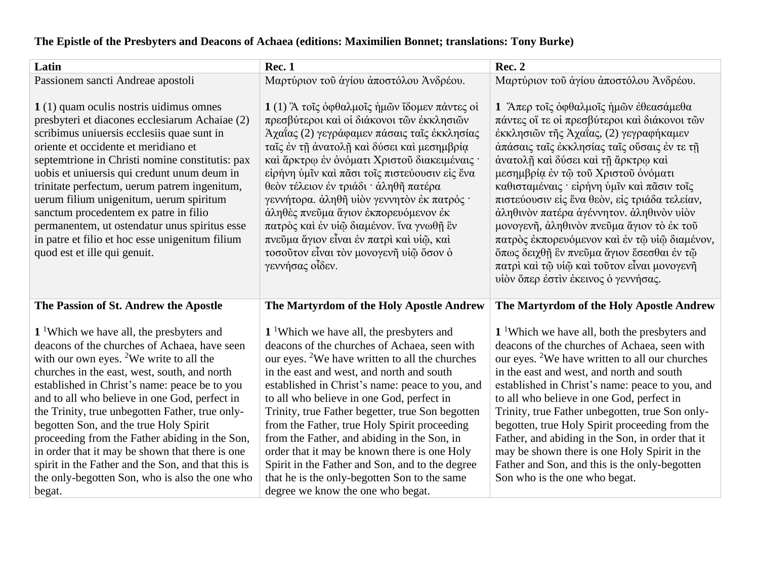**The Epistle of the Presbyters and Deacons of Achaea (editions: Maximilien Bonnet; translations: Tony Burke)**

| Latin | Rec. 1 | Rec. 2 |
|---|---|---|
| Passionem sancti Andreae apostoli<br><br>**1** (1) quam oculis nostris uidimus omnes presbyteri et diacones ecclesiarum Achaiae (2) scribimus uniuersis ecclesiis quae sunt in oriente et occidente et meridiano et septemtrione in Christi nomine constitutis: pax uobis et uniuersis qui credunt unum deum in trinitate perfectum, uerum patrem ingenitum, uerum filium unigenitum, uerum spiritum sanctum procedentem ex patre in filio permanentem, ut ostendatur unus spiritus esse in patre et filio et hoc esse unigenitum filium quod est et ille qui genuit. | Μαρτύριον τοῦ ἁγίου ἀποστόλου Ἀνδρέου.<br><br>**1** (1) Ἃ τοῖς ὀφθαλμοῖς ἡμῶν ἴδομεν πάντες οἱ πρεσβύτεροι καὶ οἱ διάκονοι τῶν ἐκκλησιῶν Ἀχαΐας (2) γεγράφαμεν πάσαις ταῖς ἐκκλησίας ταῖς ἐν τῇ ἀνατολῇ καὶ δύσει καὶ μεσημβρίᾳ καὶ ἄρκτρῳ ἐν ὀνόματι Χριστοῦ διακειμέναις · εἰρήνη ὑμῖν καὶ πᾶσι τοῖς πιστεύουσιν εἰς ἕνα θεὸν τέλειον ἐν τριάδι · ἀληθῆ πατέρα γεννήτορα. ἀληθῆ υἱὸν γεννητὸν ἐκ πατρός · ἀληθὲς πνεῦμα ἅγιον ἐκπορευόμενον ἐκ πατρὸς καὶ ἐν υἱῷ διαμένον. ἵνα γνωθῇ ἓν πνεῦμα ἅγιον εἶναι ἐν πατρὶ καὶ υἱῷ, καὶ τοσοῦτον εἶναι τὸν μονογενῆ υἱῷ ὅσον ὁ γεννήσας οἶδεν. | Μαρτύριον τοῦ ἁγίου ἀποστόλου Ἀνδρέου.<br><br>**1** Ἅπερ τοῖς ὀφθαλμοῖς ἡμῶν ἐθεασάμεθα πάντες οἵ τε οἱ πρεσβύτεροι καὶ διάκονοι τῶν ἐκκλησιῶν τῆς Ἀχαΐας, (2) γεγραφήκαμεν ἁπάσαις ταῖς ἐκκλησίας ταῖς οὔσαις ἐν τε τῇ ἀνατολῇ καὶ δύσει καὶ τῇ ἄρκτρῳ καὶ μεσημβρίᾳ ἐν τῷ τοῦ Χριστοῦ ὀνόματι καθισταμέναις · εἰρήνη ὑμῖν καὶ πᾶσιν τοῖς πιστεύουσιν εἰς ἕνα θεὸν, εἰς τριάδα τελείαν, ἀληθινὸν πατέρα ἀγέννητον. ἀληθινὸν υἱὸν μονογενῆ, ἀληθινὸν πνεῦμα ἅγιον τὸ ἐκ τοῦ πατρὸς ἐκπορευόμενον καὶ ἐν τῷ υἱῷ διαμένον, ὅπως δειχθῇ ἓν πνεῦμα ἅγιον ἔσεσθαι ἐν τῷ πατρὶ καὶ τῷ υἱῷ καὶ τοῦτον εἶναι μονογενῆ υἱὸν ὅπερ ἐστὶν ἐκεινος ὁ γεννήσας. |
| **The Passion of St. Andrew the Apostle**<br><br>**1** [1]Which we have all, the presbyters and deacons of the churches of Achaea, have seen with our own eyes. [2]We write to all the churches in the east, west, south, and north established in Christ's name: peace be to you and to all who believe in one God, perfect in the Trinity, true unbegotten Father, true only-begotten Son, and the true Holy Spirit proceeding from the Father abiding in the Son, in order that it may be shown that there is one spirit in the Father and the Son, and that this is the only-begotten Son, who is also the one who begat. | **The Martyrdom of the Holy Apostle Andrew**<br><br>**1** [1]Which we have all, the presbyters and deacons of the churches of Achaea, seen with our eyes. [2]We have written to all the churches in the east and west, and north and south established in Christ's name: peace to you, and to all who believe in one God, perfect in Trinity, true Father begetter, true Son begotten from the Father, true Holy Spirit proceeding from the Father, and abiding in the Son, in order that it may be known there is one Holy Spirit in the Father and Son, and to the degree that he is the only-begotten Son to the same degree we know the one who begat. | **The Martyrdom of the Holy Apostle Andrew**<br><br>**1** [1]Which we have all, both the presbyters and deacons of the churches of Achaea, seen with our eyes. [2]We have written to all our churches in the east and west, and north and south established in Christ's name: peace to you, and to all who believe in one God, perfect in Trinity, true Father unbegotten, true Son only-begotten, true Holy Spirit proceeding from the Father, and abiding in the Son, in order that it may be shown there is one Holy Spirit in the Father and Son, and this is the only-begotten Son who is the one who begat. |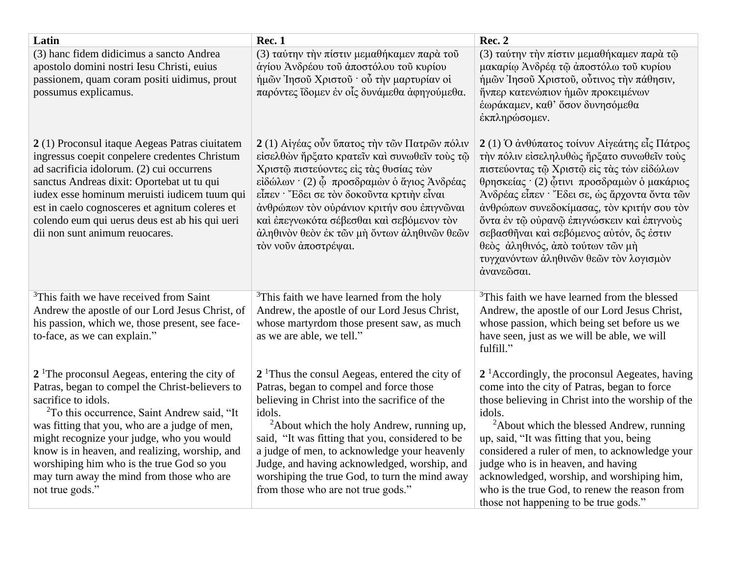| Latin | Rec. 1 | Rec. 2 |
|---|---|---|
| (3) hanc fidem didicimus a sancto Andrea apostolo domini nostri Iesu Christi, euius passionem, quam coram positi uidimus, prout possumus explicamus.<br><br>**2** (1) Proconsul itaque Aegeas Patras ciuitatem ingressus coepit conpelere credentes Christum ad sacrificia idolorum. (2) cui occurrens sanctus Andreas dixit: Oportebat ut tu qui iudex esse hominum meruisti iudicem tuum qui est in caelo cognosceres et agnitum coleres et colendo eum qui uerus deus est ab his qui ueri dii non sunt animum reuocares. | (3) ταύτην τὴν πίστιν μεμαθήκαμεν παρὰ τοῦ ἁγίου Ἀνδρέου τοῦ ἀποστόλου τοῦ κυρίου ἡμῶν Ἰησοῦ Χριστοῦ · οὗ τὴν μαρτυρίαν οἱ παρόντες ἴδομεν ἐν οἷς δυνάμεθα ἀφηγούμεθα.<br><br>**2** (1) Αἰγέας οὖν ὕπατος τὴν τῶν Πατρῶν πόλιν εἰσελθὼν ἤρξατο κρατεῖν καὶ συνωθεῖν τοὺς τῷ Χριστῷ πιστεύοντες εἰς τὰς θυσίας τὼν εἰδώλων · (2) ᾧ προσδραμὼν ὁ ἅγιος Ἀνδρέας εἶπεν · Ἔδει σε τὸν δοκοῦντα κρτιὴν εἶναι ἀνθρώπων τὸν οὐράνιον κριτήν σου ἐπιγνῶναι καὶ ἐπεγνωκότα σέβεσθαι καὶ σεβόμενον τὸν ἀληθινὸν θεὸν ἐκ τῶν μὴ ὄντων ἀληθινῶν θεῶν τὸν νοῦν ἀποστρέψαι. | (3) ταύτην τὴν πίστιν μεμαθήκαμεν παρὰ τῷ μακαρίῳ Ἀνδρέᾳ τῷ ἀποστόλω τοῦ κυρίου ἡμῶν Ἰησοῦ Χριστοῦ, οὗτινος τὴν πάθησιν, ἥνπερ κατενώπιον ἡμῶν προκειμένων ἑωράκαμεν, καθ' ὅσον δυνησόμεθα ἐκπληρώσομεν.<br><br>**2** (1) Ὁ ἀνθύπατος τοίνυν Αἰγεάτης εἶς Πάτρος τὴν πόλιν εἰσεληλυθὼς ἤρξατο συνωθεῖν τοὺς πιστεύοντας τῷ Χριστῷ εἰς τὰς τὼν εἰδώλων θρησκείας · (2) ᾧτινι προσδραμὼν ὁ μακάριος Ἀνδρέας εἶπεν · Ἔδει σε, ὡς ἄρχοντα ὄντα τῶν ἀνθρώπων συνεδοκίμασας, τὸν κριτήν σου τὸν ὄντα ἐν τῷ οὐρανῷ ἐπιγνώσκειν καὶ ἐπιγνοὺς σεβασθῆναι καὶ σεβόμενος αὐτόν, ὅς ἐστιν θεὸς ἀληθινός, ἀπὸ τούτων τῶν μὴ τυγχανόντων ἀληθινῶν θεῶν τὸν λογισμὸν ἀνανεῶσαι. |
| [3]This faith we have received from Saint Andrew the apostle of our Lord Jesus Christ, of his passion, which we, those present, see face-to-face, as we can explain."<br><br>**2** [1]The proconsul Aegeas, entering the city of Patras, began to compel the Christ-believers to sacrifice to idols.<br>[2]To this occurrence, Saint Andrew said, "It was fitting that you, who are a judge of men, might recognize your judge, who you would know is in heaven, and realizing, worship, and worshiping him who is the true God so you may turn away the mind from those who are not true gods." | [3]This faith we have learned from the holy Andrew, the apostle of our Lord Jesus Christ, whose martyrdom those present saw, as much as we are able, we tell."<br><br>**2** [1]Thus the consul Aegeas, entered the city of Patras, began to compel and force those believing in Christ into the sacrifice of the idols.<br>[2]About which the holy Andrew, running up, said, "It was fitting that you, considered to be a judge of men, to acknowledge your heavenly Judge, and having acknowledged, worship, and worshiping the true God, to turn the mind away from those who are not true gods." | [3]This faith we have learned from the blessed Andrew, the apostle of our Lord Jesus Christ, whose passion, which being set before us we have seen, just as we will be able, we will fulfill."<br><br>**2** [1]Accordingly, the proconsul Aegeates, having come into the city of Patras, began to force those believing in Christ into the worship of the idols.<br>[2]About which the blessed Andrew, running up, said, "It was fitting that you, being considered a ruler of men, to acknowledge your judge who is in heaven, and having acknowledged, worship, and worshiping him, who is the true God, to renew the reason from those not happening to be true gods." |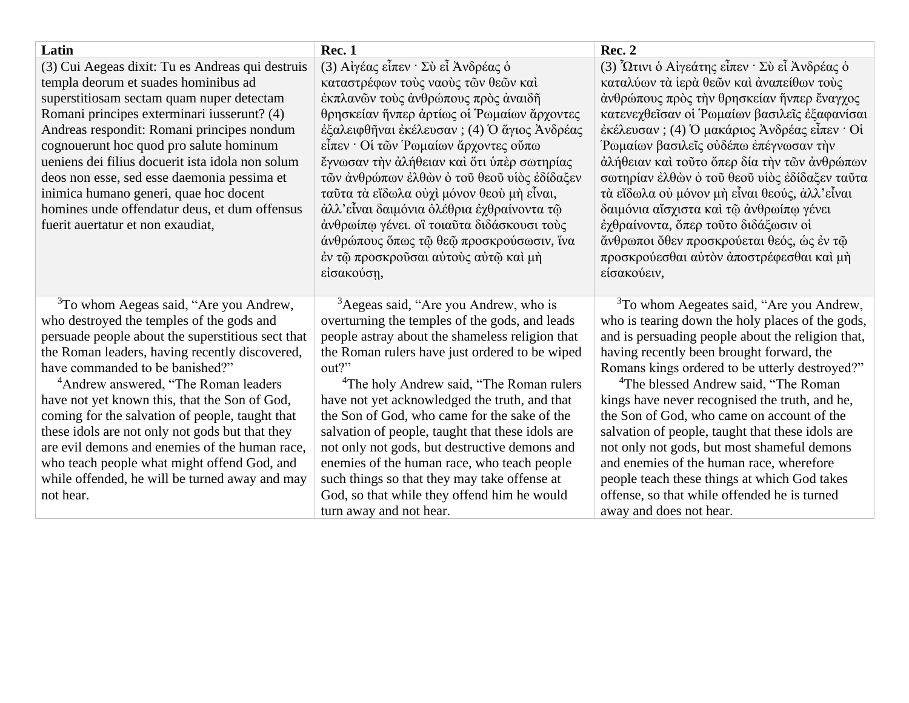| Latin | Rec. 1 | Rec. 2 |
|---|---|---|
| (3) Cui Aegeas dixit: Tu es Andreas qui destruis templa deorum et suades hominibus ad superstitiosam sectam quam nuper detectam Romani principes exterminari iusserunt? (4) Andreas respondit: Romani principes nondum cognouerunt hoc quod pro salute hominum ueniens dei filius docuerit ista idola non solum deos non esse, sed esse daemonia pessima et inimica humano generi, quae hoc docent homines unde offendatur deus, et dum offensus fuerit auertatur et non exaudiat, | (3) Αἰγέας εἶπεν · Σὺ εἶ Ἀνδρέας ὁ καταστρέφων τοὺς ναοὺς τῶν θεῶν καὶ ἐκπλανῶν τοὺς ἀνθρώπους πρὸς ἀναιδῆ θρησκείαν ἥνπερ ἀρτίως οἱ Ῥωμαίων ἄρχοντες ἐξαλειφθῆναι ἐκέλευσαν ; (4) Ὁ ἅγιος Ἀνδρέας εἶπεν · Οἱ τῶν Ῥωμαίων ἄρχοντες οὔπω ἔγνωσαν τὴν ἀλήθειαν καὶ ὅτι ὑπὲρ σωτηρίας τῶν ἀνθρώπων ἐλθὼν ὁ τοῦ θεοῦ υἱὸς ἐδίδαξεν ταῦτα τὰ εἴδωλα οὐχὶ μόνον θεοὺ μὴ εἶναι, ἀλλ᾽εἶναι δαιμόνια ὀλέθρια ἐχθραίνοντα τῷ ἀνθρωίπῳ γένει. οἳ τοιαῦτα διδάσκουσι τοὺς ἀνθρώπους ὅπως τῷ θεῷ προσκρούσωσιν, ἵνα ἐν τῷ προσκροῦσαι αὐτοὺς αὐτῷ καὶ μὴ εἰσακούσῃ, | (3) Ὧτινι ὁ Αἰγεάτης εἶπεν · Σὺ εἶ Ἀνδρέας ὁ καταλύων τὰ ἱερὰ θεῶν καὶ ἀναπείθων τοὺς ἀνθρώπους πρὸς τὴν θρησκείαν ἥνπερ ἔναγχος κατενεχθεῖσαν οἱ Ῥωμαίων βασιλεῖς ἐξαφανίσαι ἐκέλευσαν ; (4) Ὁ μακάριος Ἀνδρέας εἶπεν · Οἱ Ῥωμαίων βασιλεῖς οὐδέπω ἐπέγνωσαν τὴν ἀλήθειαν καὶ τοῦτο ὅπερ δία τὴν τῶν ἀνθρώπων σωτηρίαν ἐλθὼν ὁ τοῦ θεοῦ υἱὸς ἐδίδαξεν ταῦτα τὰ εἴδωλα οὐ μόνον μὴ εἶναι θεούς, ἀλλ᾽εἶναι δαιμόνια αἴσχιστα καὶ τῷ ἀνθρωίπῳ γένει ἐχθραίνοντα, ὅπερ τοῦτο διδάξωσιν οἱ ἄνθρωποι ὅθεν προσκρούεται θεός, ὡς ἐν τῷ προσκρούεσθαι αὐτὸν ἀποστρέφεσθαι καὶ μὴ εἰσακούειν, |
| [3]To whom Aegeas said, "Are you Andrew, who destroyed the temples of the gods and persuade people about the superstitious sect that the Roman leaders, having recently discovered, have commanded to be banished?" [4]Andrew answered, "The Roman leaders have not yet known this, that the Son of God, coming for the salvation of people, taught that these idols are not only not gods but that they are evil demons and enemies of the human race, who teach people what might offend God, and while offended, he will be turned away and may not hear. | [3]Aegeas said, "Are you Andrew, who is overturning the temples of the gods, and leads people astray about the shameless religion that the Roman rulers have just ordered to be wiped out?" [4]The holy Andrew said, "The Roman rulers have not yet acknowledged the truth, and that the Son of God, who came for the sake of the salvation of people, taught that these idols are not only not gods, but destructive demons and enemies of the human race, who teach people such things so that they may take offense at God, so that while they offend him he would turn away and not hear. | [3]To whom Aegeates said, "Are you Andrew, who is tearing down the holy places of the gods, and is persuading people about the religion that, having recently been brought forward, the Romans kings ordered to be utterly destroyed?" [4]The blessed Andrew said, "The Roman kings have never recognised the truth, and he, the Son of God, who came on account of the salvation of people, taught that these idols are not only not gods, but most shameful demons and enemies of the human race, wherefore people teach these things at which God takes offense, so that while offended he is turned away and does not hear. |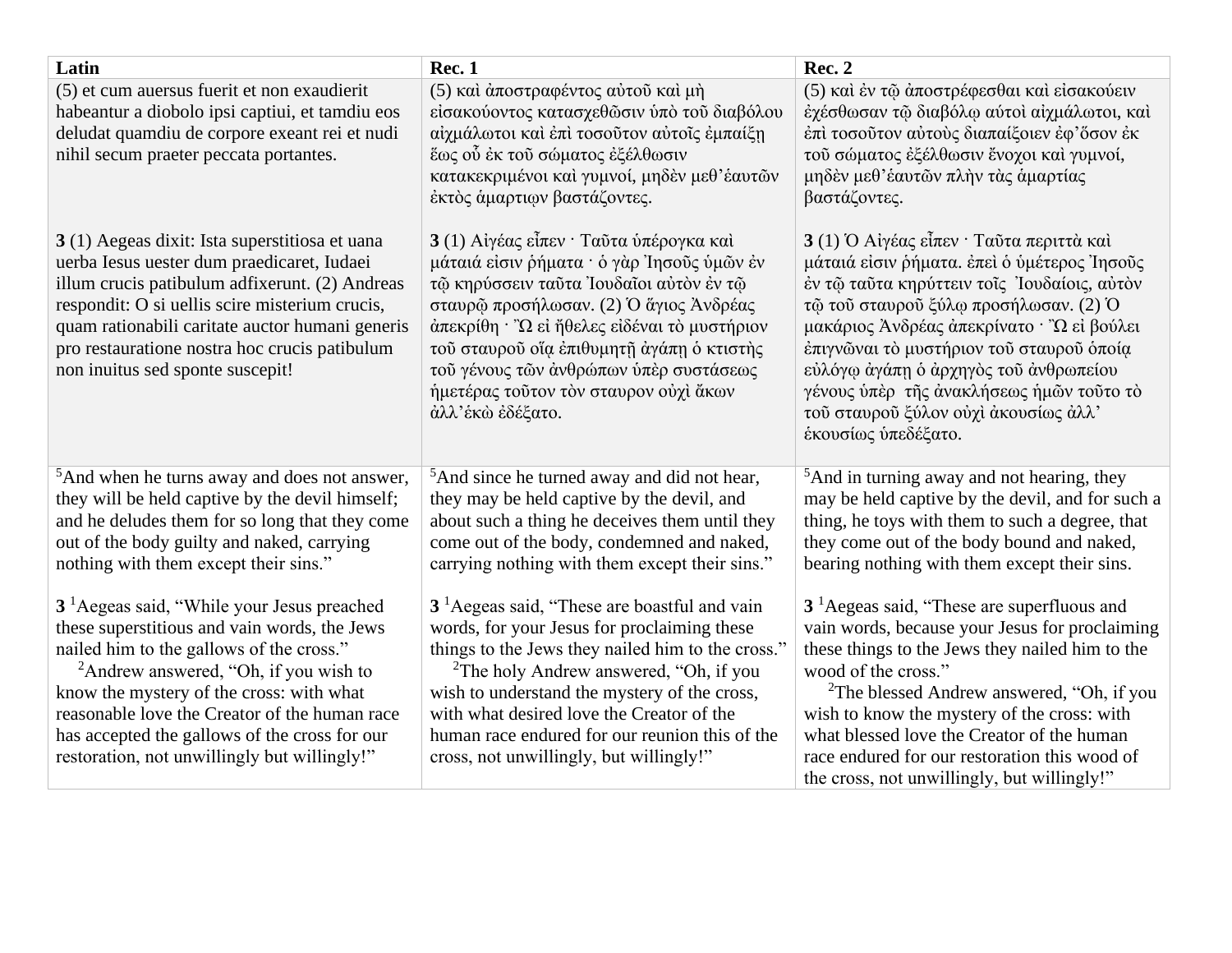| Latin | Rec. 1 | Rec. 2 |
|---|---|---|
| (5) et cum auersus fuerit et non exaudierit habeantur a diobolo ipsi captiui, et tamdiu eos deludat quamdiu de corpore exeant rei et nudi nihil secum praeter peccata portantes.<br><br>**3** (1) Aegeas dixit: Ista superstitiosa et uana uerba Iesus uester dum praedicaret, Iudaei illum crucis patibulum adfixerunt. (2) Andreas respondit: O si uellis scire misterium crucis, quam rationabili caritate auctor humani generis pro restauratione nostra hoc crucis patibulum non inuitus sed sponte suscepit! | (5) καὶ ἀποστραφέντος αὐτοῦ καὶ μὴ εἰσακούοντος κατασχεθῶσιν ὑπὸ τοῦ διαβόλου αἰχμάλωτοι καὶ ἐπὶ τοσοῦτον αὐτοῖς ἐμπαίξῃ ἕως οὗ ἐκ τοῦ σώματος ἐξέλθωσιν κατακεκριμένοι καὶ γυμνοί, μηδὲν μεθ᾽ἑαυτῶν ἐκτὸς ἁμαρτιῶν βαστάζοντες.<br><br>**3** (1) Αἰγέας εἶπεν · Ταῦτα ὑπέρογκα καὶ μάταιά εἰσιν ῥήματα · ὁ γὰρ Ἰησοῦς ὑμῶν ἐν τῷ κηρύσσειν ταῦτα Ἰουδαῖοι αὐτὸν ἐν τῷ σταυρῷ προσήλωσαν. (2) Ὁ ἅγιος Ἀνδρέας ἀπεκρίθη · Ὦ εἰ ἤθελες εἰδέναι τὸ μυστήριον τοῦ σταυροῦ οἵᾳ ἐπιθυμητῇ ἀγάπῃ ὁ κτιστὴς τοῦ γένους τῶν ἀνθρώπων ὑπὲρ συστάσεως ἡμετέρας τοῦτον τὸν σταυρον οὐχὶ ἄκων ἀλλ᾽ἑκὼ ἐδέξατο. | (5) καὶ ἐν τῷ ἀποστρέφεσθαι καὶ εἰσακούειν ἐχέσθωσαν τῷ διαβόλῳ αὐτοὶ αἰχμάλωτοι, καὶ ἐπὶ τοσοῦτον αὐτοὺς διαπαίξοιεν ἐφ᾽ὅσον ἐκ τοῦ σώματος ἐξέλθωσιν ἔνοχοι καὶ γυμνοί, μηδὲν μεθ᾽ἑαυτῶν πλὴν τὰς ἁμαρτίας βαστάζοντες.<br><br>**3** (1) Ὁ Αἰγέας εἶπεν · Ταῦτα περιττὰ καὶ μάταιά εἰσιν ῥήματα. ἐπεὶ ὁ ὑμέτερος Ἰησοῦς ἐν τῷ ταῦτα κηρύττειν τοῖς Ἰουδαίοις, αὐτὸν τῷ τοῦ σταυροῦ ξύλῳ προσήλωσαν. (2) Ὁ μακάριος Ἀνδρέας ἀπεκρίνατο · Ὦ εἰ βούλει ἐπιγνῶναι τὸ μυστήριον τοῦ σταυροῦ ὁποίᾳ εὐλόγῳ ἀγάπῃ ὁ ἀρχηγὸς τοῦ ἀνθρωπείου γένους ὑπὲρ τῆς ἀνακλήσεως ἡμῶν τοῦτο τὸ τοῦ σταυροῦ ξύλον οὐχὶ ἀκουσίως ἀλλ᾽ ἑκουσίως ὑπεδέξατο. |
| [5]And when he turns away and does not answer, they will be held captive by the devil himself; and he deludes them for so long that they come out of the body guilty and naked, carrying nothing with them except their sins."<br><br>**3** [1]Aegeas said, "While your Jesus preached these superstitious and vain words, the Jews nailed him to the gallows of the cross."<br>[2]Andrew answered, "Oh, if you wish to know the mystery of the cross: with what reasonable love the Creator of the human race has accepted the gallows of the cross for our restoration, not unwillingly but willingly!" | [5]And since he turned away and did not hear, they may be held captive by the devil, and about such a thing he deceives them until they come out of the body, condemned and naked, carrying nothing with them except their sins."<br><br>**3** [1]Aegeas said, "These are boastful and vain words, for your Jesus for proclaiming these things to the Jews they nailed him to the cross."<br>[2]The holy Andrew answered, "Oh, if you wish to understand the mystery of the cross, with what desired love the Creator of the human race endured for our reunion this of the cross, not unwillingly, but willingly!" | [5]And in turning away and not hearing, they may be held captive by the devil, and for such a thing, he toys with them to such a degree, that they come out of the body bound and naked, bearing nothing with them except their sins.<br><br>**3** [1]Aegeas said, "These are superfluous and vain words, because your Jesus for proclaiming these things to the Jews they nailed him to the wood of the cross."<br>[2]The blessed Andrew answered, "Oh, if you wish to know the mystery of the cross: with what blessed love the Creator of the human race endured for our restoration this wood of the cross, not unwillingly, but willingly!" |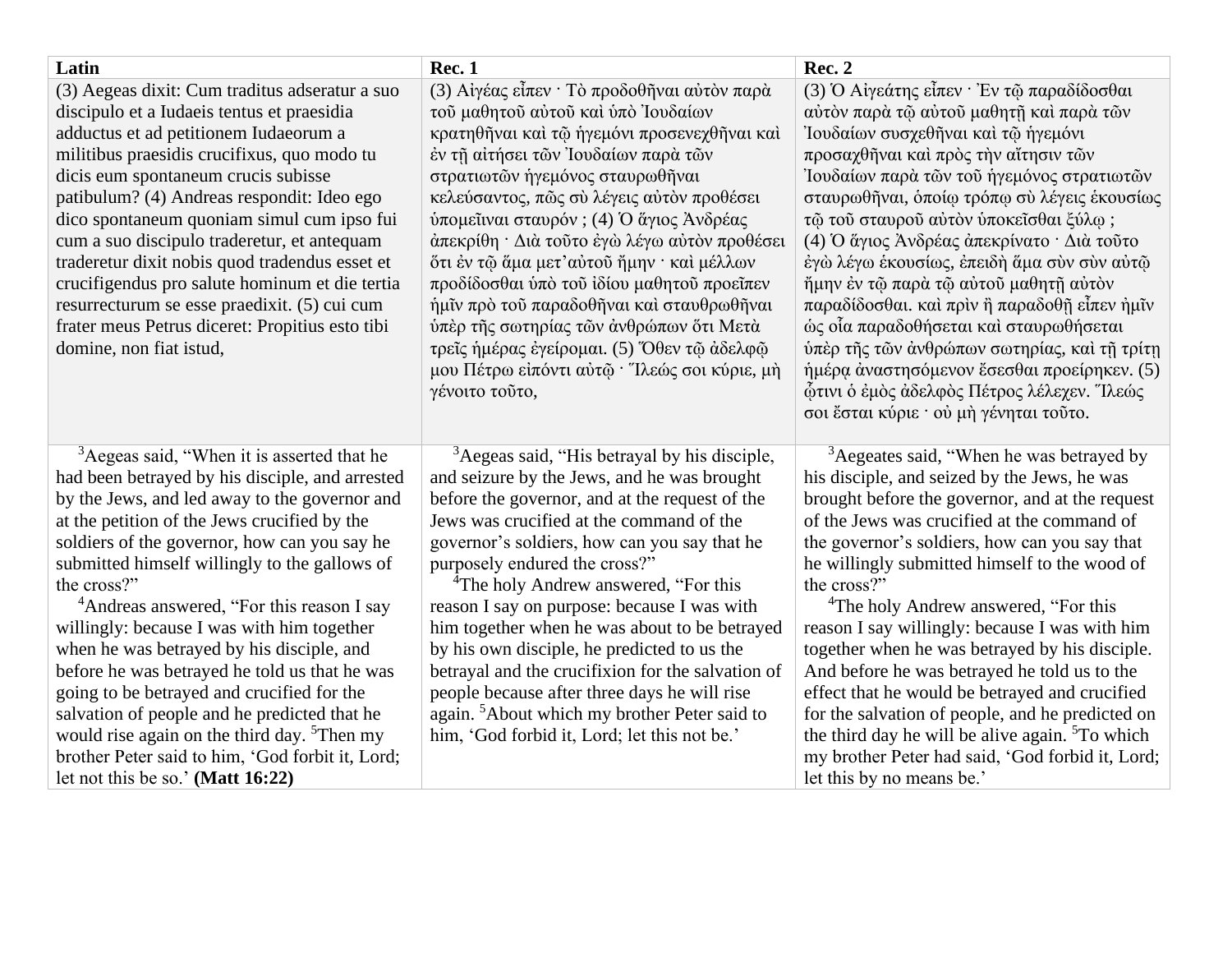| Latin | Rec. 1 | Rec. 2 |
|---|---|---|
| (3) Aegeas dixit: Cum traditus adseratur a suo discipulo et a Iudaeis tentus et praesidia adductus et ad petitionem Iudaeorum a militibus praesidis crucifixus, quo modo tu dicis eum spontaneum crucis subisse patibulum? (4) Andreas respondit: Ideo ego dico spontaneum quoniam simul cum ipso fui cum a suo discipulo traderetur, et antequam traderetur dixit nobis quod tradendus esset et crucifigendus pro salute hominum et die tertia resurrecturum se esse praedixit. (5) cui cum frater meus Petrus diceret: Propitius esto tibi domine, non fiat istud, | (3) Αἰγέας εἶπεν · Τὸ προδοθῆναι αὐτὸν παρὰ τοῦ μαθητοῦ αὐτοῦ καὶ ὑπὸ Ἰουδαίων κρατηθῆναι καὶ τῷ ἡγεμόνι προσενεχθῆναι καὶ ἐν τῇ αἰτήσει τῶν Ἰουδαίων παρὰ τῶν στρατιωτῶν ἡγεμόνος σταυρωθῆναι κελεύσαντος, πῶς σὺ λέγεις αὐτὸν προθέσει ὑπομεῖναι σταυρόν ; (4) Ὁ ἅγιος Ἀνδρέας ἀπεκρίθη · Διὰ τοῦτο ἐγὼ λέγω αὐτὸν προθέσει ὅτι ἐν τῷ ἅμα μετ᾽αὐτοῦ ἤμην · καὶ μέλλων προδίδοσθαι ὑπὸ τοῦ ἰδίου μαθητοῦ προεῖπεν ἡμῖν πρὸ τοῦ παραδοθῆναι καὶ σταυθρωθῆναι ὑπὲρ τῆς σωτηρίας τῶν ἀνθρώπων ὅτι Μετὰ τρεῖς ἡμέρας ἐγείρομαι. (5) Ὅθεν τῷ ἀδελφῷ μου Πέτρῳ εἰπόντι αὐτῷ · Ἵλεώς σοι κύριε, μὴ γένοιτο τοῦτο, | (3) Ὁ Αἰγεάτης εἶπεν · Ἐν τῷ παραδίδοσθαι αὐτὸν παρὰ τῷ αὐτοῦ μαθητῇ καὶ παρὰ τῶν Ἰουδαίων συσχεθῆναι καὶ τῷ ἡγεμόνι προσαχθῆναι καὶ πρὸς τὴν αἴτησιν τῶν Ἰουδαίων παρὰ τῶν τοῦ ἡγεμόνος στρατιωτῶν σταυρωθῆναι, ὁποίῳ τρόπῳ σὺ λέγεις ἑκουσίως τῷ τοῦ σταυροῦ αὐτὸν ὑποκεῖσθαι ξύλῳ ; (4) Ὁ ἅγιος Ἀνδρέας ἀπεκρίνατο · Διὰ τοῦτο ἐγὼ λέγω ἑκουσίως, ἐπειδὴ ἅμα σὺν σὺν αὐτῷ ἤμην ἐν τῷ παρὰ τῷ αὐτοῦ μαθητῇ αὐτὸν παραδίδοσθαι. καὶ πρὶν ἢ παραδοθῇ εἶπεν ἡμῖν ὡς οἷα παραδοθήσεται καὶ σταυρωθήσεται ὑπὲρ τῆς τῶν ἀνθρώπων σωτηρίας, καὶ τῇ τρίτῃ ἡμέρᾳ ἀναστησόμενον ἔσεσθαι προείρηκεν. (5) ᾧτινι ὁ ἐμὸς ἀδελφὸς Πέτρος λέλεχεν. Ἵλεώς σοι ἔσται κύριε · οὐ μὴ γένηται τοῦτο. |
| [3]Aegeas said, "When it is asserted that he had been betrayed by his disciple, and arrested by the Jews, and led away to the governor and at the petition of the Jews crucified by the soldiers of the governor, how can you say he submitted himself willingly to the gallows of the cross?" [4]Andreas answered, "For this reason I say willingly: because I was with him together when he was betrayed by his disciple, and before he was betrayed he told us that he was going to be betrayed and crucified for the salvation of people and he predicted that he would rise again on the third day. [5]Then my brother Peter said to him, 'God forbit it, Lord; let not this be so.' **(Matt 16:22)** | [3]Aegeas said, "His betrayal by his disciple, and seizure by the Jews, and he was brought before the governor, and at the request of the Jews was crucified at the command of the governor's soldiers, how can you say that he purposely endured the cross?" [4]The holy Andrew answered, "For this reason I say on purpose: because I was with him together when he was about to be betrayed by his own disciple, he predicted to us the betrayal and the crucifixion for the salvation of people because after three days he will rise again. [5]About which my brother Peter said to him, 'God forbid it, Lord; let this not be.' | [3]Aegeates said, "When he was betrayed by his disciple, and seized by the Jews, he was brought before the governor, and at the request of the Jews was crucified at the command of the governor's soldiers, how can you say that he willingly submitted himself to the wood of the cross?" [4]The holy Andrew answered, "For this reason I say willingly: because I was with him together when he was betrayed by his disciple. And before he was betrayed he told us to the effect that he would be betrayed and crucified for the salvation of people, and he predicted on the third day he will be alive again. [5]To which my brother Peter had said, 'God forbid it, Lord; let this by no means be.' |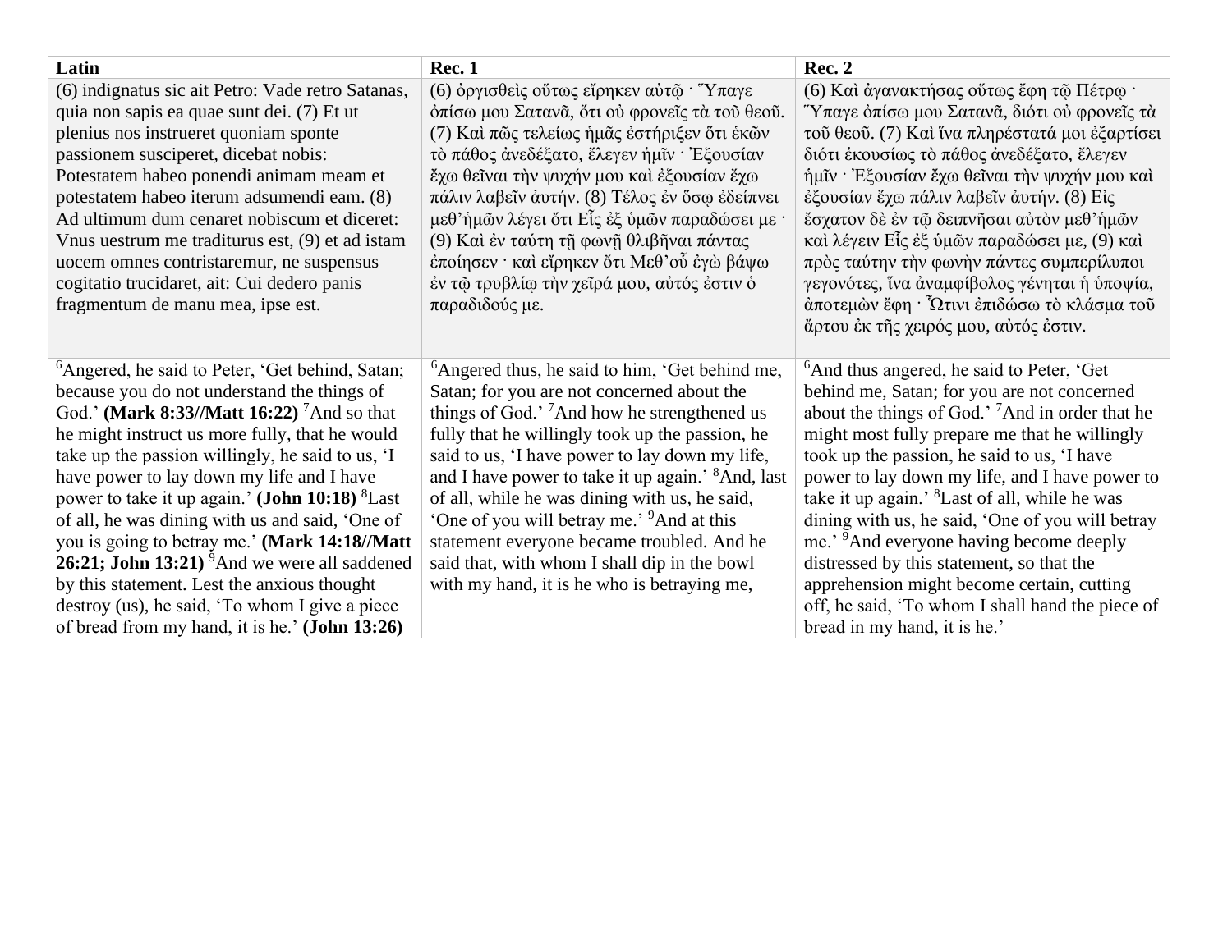| Latin | Rec. 1 | Rec. 2 |
|---|---|---|
| (6) indignatus sic ait Petro: Vade retro Satanas, quia non sapis ea quae sunt dei. (7) Et ut plenius nos instrueret quoniam sponte passionem susciperet, dicebat nobis: Potestatem habeo ponendi animam meam et potestatem habeo iterum adsumendi eam. (8) Ad ultimum dum cenaret nobiscum et diceret: Vnus uestrum me traditurus est, (9) et ad istam uocem omnes contristaremur, ne suspensus cogitatio trucidaret, ait: Cui dedero panis fragmentum de manu mea, ipse est. | (6) ὀργισθεὶς οὕτως εἴρηκεν αὐτῷ · Ὕπαγε ὀπίσω μου Σατανᾶ, ὅτι οὐ φρονεῖς τὰ τοῦ θεοῦ. (7) Καὶ πῶς τελείως ἡμᾶς ἐστήριξεν ὅτι ἑκὼν τὸ πάθος ἀνεδέξατο, ἔλεγεν ἡμῖν · Ἐξουσίαν ἔχω θεῖναι τὴν ψυχήν μου καὶ ἐξουσίαν ἔχω πάλιν λαβεῖν αὐτήν. (8) Τέλος ἐν ὅσῳ ἐδείπνει μεθ᾽ἡμῶν λέγει ὅτι Εἷς ἐξ ὑμῶν παραδώσει με · (9) Καὶ ἐν ταύτῃ τῇ φωνῇ θλιβῆναι πάντας ἐποίησεν · καὶ εἴρηκεν ὅτι Μεθ᾽οὗ ἐγὼ βάψω ἐν τῷ τρυβλίῳ τὴν χεῖρά μου, αὐτός ἐστιν ὁ παραδιδούς με. | (6) Καὶ ἀγανακτήσας οὕτως ἔφη τῷ Πέτρῳ · Ὕπαγε ὀπίσω μου Σατανᾶ, διότι οὐ φρονεῖς τὰ τοῦ θεοῦ. (7) Καὶ ἵνα πληρέστατά μοι ἐξαρτίσει διότι ἑκουσίως τὸ πάθος ἀνεδέξατο, ἔλεγεν ἡμῖν · Ἐξουσίαν ἔχω θεῖναι τὴν ψυχήν μου καὶ ἐξουσίαν ἔχω πάλιν λαβεῖν αὐτήν. (8) Εἰς ἔσχατον δὲ ἐν τῷ δειπνῆσαι αὐτὸν μεθ᾽ἡμῶν καὶ λέγειν Εἷς ἐξ ὑμῶν παραδώσει με, (9) καὶ πρὸς ταύτην τὴν φωνὴν πάντες συμπερίλυποι γεγονότες, ἵνα ἀναμφίβολος γένηται ἡ ὑποψία, ἀποτεμὼν ἔφη · Ὧτινι ἐπιδώσω τὸ κλάσμα τοῦ ἄρτου ἐκ τῆς χειρός μου, αὐτός ἐστιν. |
| [6]Angered, he said to Peter, ‘Get behind, Satan; because you do not understand the things of God.’ **(Mark 8:33//Matt 16:22)** [7]And so that he might instruct us more fully, that he would take up the passion willingly, he said to us, ‘I have power to lay down my life and I have power to take it up again.’ **(John 10:18)** [8]Last of all, he was dining with us and said, ‘One of you is going to betray me.’ **(Mark 14:18//Matt 26:21; John 13:21)** [9]And we were all saddened by this statement. Lest the anxious thought destroy (us), he said, ‘To whom I give a piece of bread from my hand, it is he.’ **(John 13:26)** | [6]Angered thus, he said to him, ‘Get behind me, Satan; for you are not concerned about the things of God.’ [7]And how he strengthened us fully that he willingly took up the passion, he said to us, ‘I have power to lay down my life, and I have power to take it up again.’ [8]And, last of all, while he was dining with us, he said, ‘One of you will betray me.’ [9]And at this statement everyone became troubled. And he said that, with whom I shall dip in the bowl with my hand, it is he who is betraying me, | [6]And thus angered, he said to Peter, ‘Get behind me, Satan; for you are not concerned about the things of God.’ [7]And in order that he might most fully prepare me that he willingly took up the passion, he said to us, ‘I have power to lay down my life, and I have power to take it up again.’ [8]Last of all, while he was dining with us, he said, ‘One of you will betray me.’ [9]And everyone having become deeply distressed by this statement, so that the apprehension might become certain, cutting off, he said, ‘To whom I shall hand the piece of bread in my hand, it is he.’ |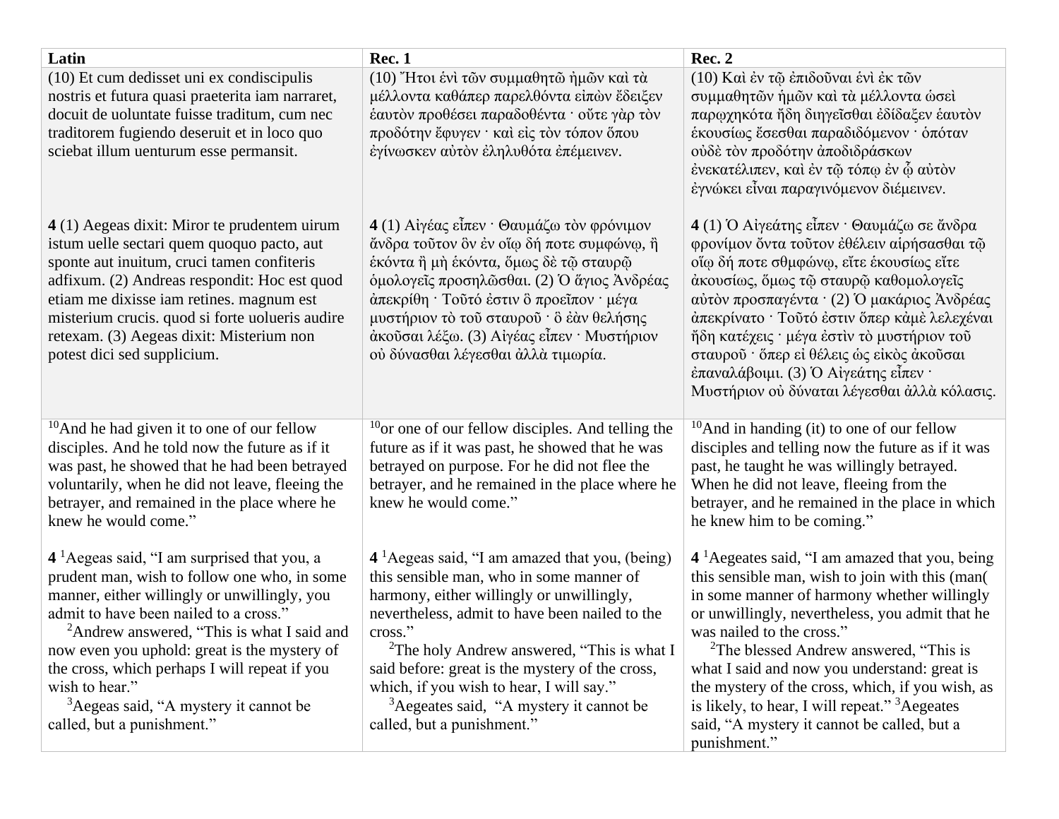| Latin | Rec. 1 | Rec. 2 |
|---|---|---|
| (10) Et cum dedisset uni ex condiscipulis nostris et futura quasi praeterita iam narraret, docuit de uoluntate fuisse traditum, cum nec traditorem fugiendo deseruit et in loco quo sciebat illum uenturum esse permansit.<br><br>**4** (1) Aegeas dixit: Miror te prudentem uirum istum uelle sectari quem quoquo pacto, aut sponte aut inuitum, cruci tamen confiteris adfixum. (2) Andreas respondit: Hoc est quod etiam me dixisse iam retines. magnum est misterium crucis. quod si forte uolueris audire retexam. (3) Aegeas dixit: Misterium non potest dici sed supplicium. | (10) Ἤτοι ἑνὶ τῶν συμμαθητῶ ἡμῶν καὶ τὰ μέλλοντα καθάπερ παρελθόντα εἰπὼν ἔδειξεν ἑαυτὸν προθέσει παραδοθέντα · οὔτε γὰρ τὸν προδότην ἔφυγεν · καὶ εἰς τὸν τόπον ὅπου ἐγίνωσκεν αὐτὸν ἐληλυθότα ἐπέμεινεν.<br><br>**4** (1) Αἰγέας εἶπεν · Θαυμάζω τὸν φρόνιμον ἄνδρα τοῦτον ὃν ἐν οἵῳ δή ποτε συμφώνῳ, ἢ ἑκόντα ἢ μὴ ἑκόντα, ὅμως δὲ τῷ σταυρῷ ὁμολογεῖς προσηλῶσθαι. (2) Ὁ ἅγιος Ἀνδρέας ἀπεκρίθη · Τοῦτό ἐστιν ὃ προεῖπον · μέγα μυστήριον τὸ τοῦ σταυροῦ · ὃ ἐὰν θελήσῃς ἀκοῦσαι λέξω. (3) Αἰγέας εἶπεν · Μυστήριον οὐ δύνασθαι λέγεσθαι ἀλλὰ τιμωρία. | (10) Καὶ ἐν τῷ ἐπιδοῦναι ἑνὶ ἐκ τῶν συμμαθητῶν ἡμῶν καὶ τὰ μέλλοντα ὡσεὶ παρῳχηκότα ἤδη διηγεῖσθαι ἐδίδαξεν ἑαυτὸν ἑκουσίως ἔσεσθαι παραδιδόμενον · ὁπόταν οὐδὲ τὸν προδότην ἀποδιδράσκων ἐνεκατέλιπεν, καὶ ἐν τῷ τόπῳ ἐν ᾧ αὐτὸν ἐγνώκει εἶναι παραγινόμενον διέμεινεν.<br><br>**4** (1) Ὁ Αἰγεάτης εἶπεν · Θαυμάζω σε ἄνδρα φρονίμον ὄντα τοῦτον ἐθέλειν αἱρήσασθαι τῷ οἵῳ δή ποτε σθμφώνῳ, εἴτε ἑκουσίως εἴτε ἀκουσίως, ὅμως τῷ σταυρῷ καθομολογεῖς αὐτὸν προσπαγέντα · (2) Ὁ μακάριος Ἀνδρέας ἀπεκρίνατο · Τοῦτό ἐστιν ὅπερ κἀμὲ λελεχέναι ἤδη κατέχεις · μέγα ἐστὶν τὸ μυστήριον τοῦ σταυροῦ · ὅπερ εἰ θέλεις ὡς εἰκὸς ἀκοῦσαι ἐπαναλάβοιμι. (3) Ὁ Αἰγεάτης εἶπεν · Μυστήριον οὐ δύναται λέγεσθαι ἀλλὰ κόλασις. |
| [10]And he had given it to one of our fellow disciples. And he told now the future as if it was past, he showed that he had been betrayed voluntarily, when he did not leave, fleeing the betrayer, and remained in the place where he knew he would come."<br><br>**4** [1]Aegeas said, "I am surprised that you, a prudent man, wish to follow one who, in some manner, either willingly or unwillingly, you admit to have been nailed to a cross."<br>[2]Andrew answered, "This is what I said and now even you uphold: great is the mystery of the cross, which perhaps I will repeat if you wish to hear."<br>[3]Aegeas said, "A mystery it cannot be called, but a punishment." | [10]or one of our fellow disciples. And telling the future as if it was past, he showed that he was betrayed on purpose. For he did not flee the betrayer, and he remained in the place where he knew he would come."<br><br>**4** [1]Aegeas said, "I am amazed that you, (being) this sensible man, who in some manner of harmony, either willingly or unwillingly, nevertheless, admit to have been nailed to the cross."<br>[2]The holy Andrew answered, "This is what I said before: great is the mystery of the cross, which, if you wish to hear, I will say."<br>[3]Aegeates said, "A mystery it cannot be called, but a punishment." | [10]And in handing (it) to one of our fellow disciples and telling now the future as if it was past, he taught he was willingly betrayed. When he did not leave, fleeing from the betrayer, and he remained in the place in which he knew him to be coming."<br><br>**4** [1]Aegeates said, "I am amazed that you, being this sensible man, wish to join with this (man( in some manner of harmony whether willingly or unwillingly, nevertheless, you admit that he was nailed to the cross."<br>[2]The blessed Andrew answered, "This is what I said and now you understand: great is the mystery of the cross, which, if you wish, as is likely, to hear, I will repeat." [3]Aegeates said, "A mystery it cannot be called, but a punishment." |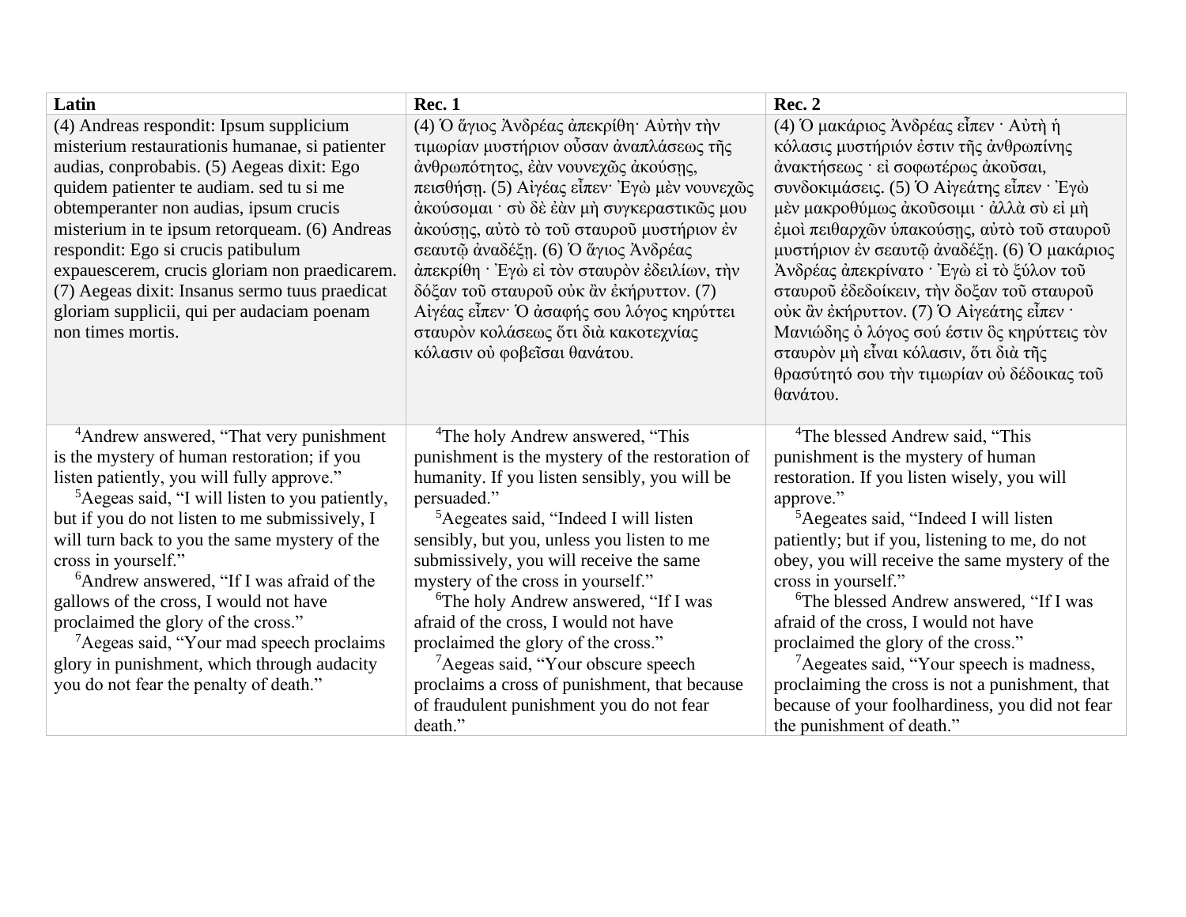| Latin | Rec. 1 | Rec. 2 |
| --- | --- | --- |
| (4) Andreas respondit: Ipsum supplicium misterium restaurationis humanae, si patienter audias, conprobabis. (5) Aegeas dixit: Ego quidem patienter te audiam. sed tu si me obtemperanter non audias, ipsum crucis misterium in te ipsum retorqueam. (6) Andreas respondit: Ego si crucis patibulum expauescerem, crucis gloriam non praedicarem. (7) Aegeas dixit: Insanus sermo tuus praedicat gloriam supplicii, qui per audaciam poenam non times mortis. | (4) Ὁ ἅγιος Ἀνδρέας ἀπεκρίθη· Αὐτὴν τὴν τιμωρίαν μυστήριον οὖσαν ἀναπλάσεως τῆς ἀνθρωπότητος, ἐὰν νουνεχῶς ἀκούσῃς, πεισθήσῃ. (5) Αἰγέας εἶπεν· Ἐγὼ μὲν νουνεχῶς ἀκούσομαι · σὺ δὲ ἐὰν μὴ συγκεραστικῶς μου ἀκούσῃς, αὐτὸ τὸ τοῦ σταυροῦ μυστήριον ἐν σεαυτῷ ἀναδέξῃ. (6) Ὁ ἅγιος Ἀνδρέας ἀπεκρίθη · Ἐγὼ εἰ τὸν σταυρὸν ἐδειλίων, τὴν δόξαν τοῦ σταυροῦ οὐκ ἂν ἐκήρυττον. (7) Αἰγέας εἶπεν· Ὁ ἀσαφής σου λόγος κηρύττει σταυρὸν κολάσεως ὅτι διὰ κακοτεχνίας κόλασιν οὐ φοβεῖσαι θανάτου. | (4) Ὁ μακάριος Ἀνδρέας εἶπεν · Αὐτὴ ἡ κόλασις μυστήριόν ἐστιν τῆς ἀνθρωπίνης ἀνακτήσεως · εἰ σοφωτέρως ἀκοῦσαι, συνδοκιμάσεις. (5) Ὁ Αἰγεάτης εἶπεν · Ἐγὼ μὲν μακροθύμως ἀκοῦσοιμι · ἀλλὰ σὺ εἰ μὴ ἐμοὶ πειθαρχῶν ὑπακούσῃς, αὐτὸ τοῦ σταυροῦ μυστήριον ἐν σεαυτῷ ἀναδέξῃ. (6) Ὁ μακάριος Ἀνδρέας ἀπεκρίνατο · Ἐγὼ εἰ τὸ ξύλον τοῦ σταυροῦ ἐδεδοίκειν, τὴν δοξαν τοῦ σταυροῦ οὐκ ἂν ἐκήρυττον. (7) Ὁ Αἰγεάτης εἶπεν · Μανιώδης ὁ λόγος σού ἐστιν ὃς κηρύττεις τὸν σταυρὸν μὴ εἶναι κόλασιν, ὅτι διὰ τῆς θρασύτητό σου τὴν τιμωρίαν οὐ δέδοικας τοῦ θανάτου. |
| [4]Andrew answered, "That very punishment is the mystery of human restoration; if you listen patiently, you will fully approve." [5]Aegeas said, "I will listen to you patiently, but if you do not listen to me submissively, I will turn back to you the same mystery of the cross in yourself." [6]Andrew answered, "If I was afraid of the gallows of the cross, I would not have proclaimed the glory of the cross." [7]Aegeas said, "Your mad speech proclaims glory in punishment, which through audacity you do not fear the penalty of death." | [4]The holy Andrew answered, "This punishment is the mystery of the restoration of humanity. If you listen sensibly, you will be persuaded." [5]Aegeates said, "Indeed I will listen sensibly, but you, unless you listen to me submissively, you will receive the same mystery of the cross in yourself." [6]The holy Andrew answered, "If I was afraid of the cross, I would not have proclaimed the glory of the cross." [7]Aegeas said, "Your obscure speech proclaims a cross of punishment, that because of fraudulent punishment you do not fear death." | [4]The blessed Andrew said, "This punishment is the mystery of human restoration. If you listen wisely, you will approve." [5]Aegeates said, "Indeed I will listen patiently; but if you, listening to me, do not obey, you will receive the same mystery of the cross in yourself." [6]The blessed Andrew answered, "If I was afraid of the cross, I would not have proclaimed the glory of the cross." [7]Aegeates said, "Your speech is madness, proclaiming the cross is not a punishment, that because of your foolhardiness, you did not fear the punishment of death." |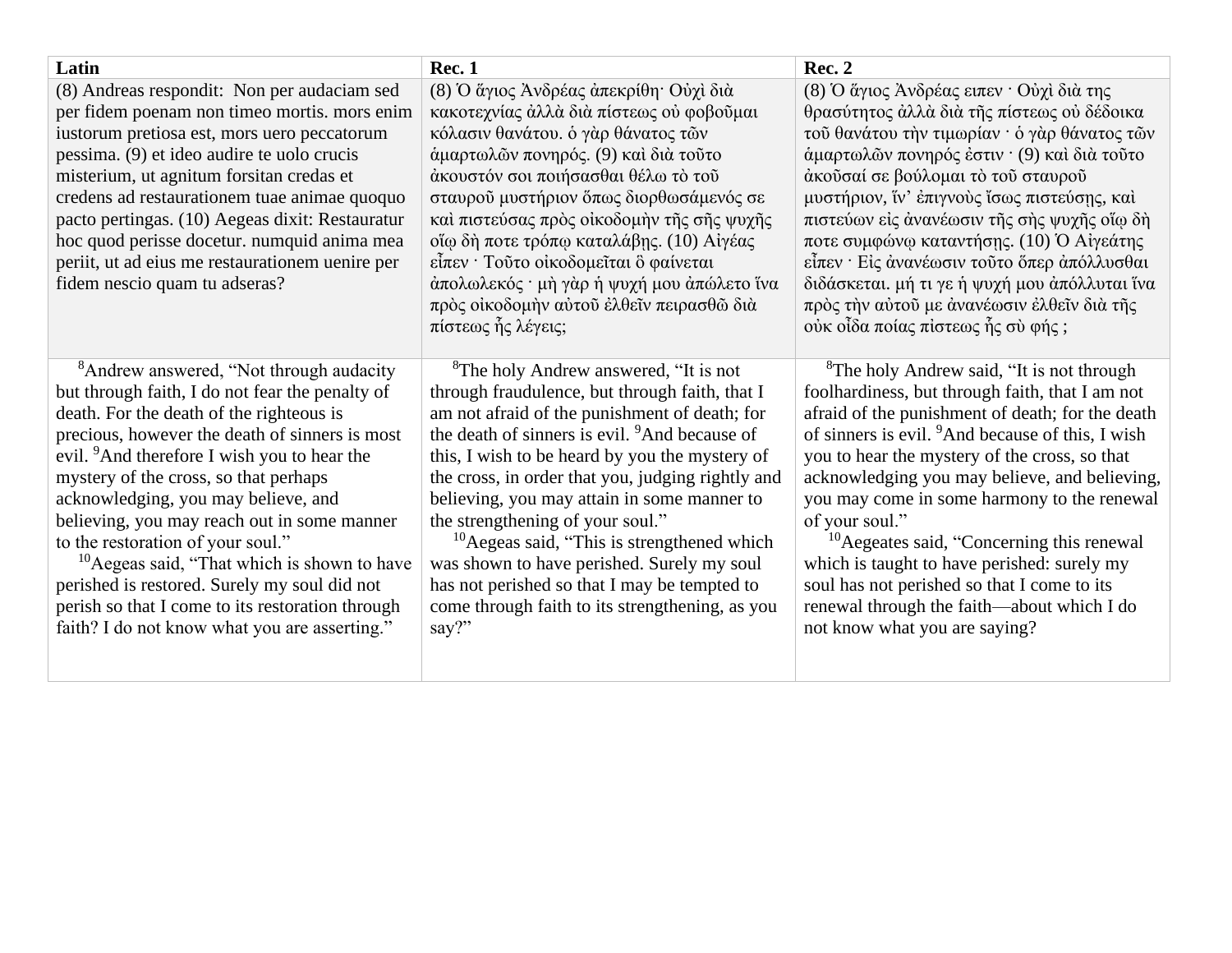| Latin | Rec. 1 | Rec. 2 |
|---|---|---|
| (8) Andreas respondit:  Non per audaciam sed per fidem poenam non timeo mortis. mors enim iustorum pretiosa est, mors uero peccatorum pessima. (9) et ideo audire te uolo crucis misterium, ut agnitum forsitan credas et credens ad restaurationem tuae animae quoquo pacto pertingas. (10) Aegeas dixit: Restauratur hoc quod perisse docetur. numquid anima mea periit, ut ad eius me restaurationem uenire per fidem nescio quam tu adseras? | (8) Ὁ ἅγιος Ἀνδρέας ἀπεκρίθη· Οὐχὶ διὰ κακοτεχνίας ἀλλὰ διὰ πίστεως οὐ φοβοῦμαι κόλασιν θανάτου. ὁ γὰρ θάνατος τῶν ἁμαρτωλῶν πονηρός. (9) καὶ διὰ τοῦτο ἀκουστόν σοι ποιήσασθαι θέλω τὸ τοῦ σταυροῦ μυστήριον ὅπως διορθωσάμενός σε καὶ πιστεύσας πρὸς οἰκοδομὴν τῆς σῆς ψυχῆς οἵῳ δὴ ποτε τρόπῳ καταλάβῃς. (10) Αἰγέας εἶπεν · Τοῦτο οἰκοδομεῖται ὃ φαίνεται ἀπολωλεκός · μὴ γὰρ ἡ ψυχή μου ἀπώλετο ἵνα πρὸς οἰκοδομὴν αὐτοῦ ἐλθεῖν πειρασθῶ διὰ πίστεως ἧς λέγεις; | (8) Ὁ ἅγιος Ἀνδρέας ειπεν · Οὐχὶ διὰ της θρασύτητος ἀλλὰ διὰ τῆς πίστεως οὐ δέδοικα τοῦ θανάτου τὴν τιμωρίαν · ὁ γὰρ θάνατος τῶν ἁμαρτωλῶν πονηρός ἐστιν · (9) καὶ διὰ τοῦτο ἀκοῦσαί σε βούλομαι τὸ τοῦ σταυροῦ μυστήριον, ἵν' ἐπιγνοὺς ἴσως πιστεύσῃς, καὶ πιστεύων εἰς ἀνανέωσιν τῆς σὴς ψυχῆς οἵῳ δὴ ποτε συμφώνῳ καταντήσῃς. (10) Ὁ Αἰγεάτης εἶπεν · Εἰς ἀνανέωσιν τοῦτο ὅπερ ἀπόλλυσθαι διδάσκεται. μή τι γε ἡ ψυχή μου ἀπόλλυται ἵνα πρὸς τὴν αὐτοῦ με ἀνανέωσιν ἐλθεῖν διὰ τῆς οὐκ οἶδα ποίας πὶστεως ἧς σὺ φής ; |
| [8]Andrew answered, "Not through audacity but through faith, I do not fear the penalty of death. For the death of the righteous is precious, however the death of sinners is most evil. [9]And therefore I wish you to hear the mystery of the cross, so that perhaps acknowledging, you may believe, and believing, you may reach out in some manner to the restoration of your soul." [10]Aegeas said, "That which is shown to have perished is restored. Surely my soul did not perish so that I come to its restoration through faith? I do not know what you are asserting." | [8]The holy Andrew answered, "It is not through fraudulence, but through faith, that I am not afraid of the punishment of death; for the death of sinners is evil. [9]And because of this, I wish to be heard by you the mystery of the cross, in order that you, judging rightly and believing, you may attain in some manner to the strengthening of your soul." [10]Aegeas said, "This is strengthened which was shown to have perished. Surely my soul has not perished so that I may be tempted to come through faith to its strengthening, as you say?" | [8]The holy Andrew said, "It is not through foolhardiness, but through faith, that I am not afraid of the punishment of death; for the death of sinners is evil. [9]And because of this, I wish you to hear the mystery of the cross, so that acknowledging you may believe, and believing, you may come in some harmony to the renewal of your soul." [10]Aegeates said, "Concerning this renewal which is taught to have perished: surely my soul has not perished so that I come to its renewal through the faith—about which I do not know what you are saying? |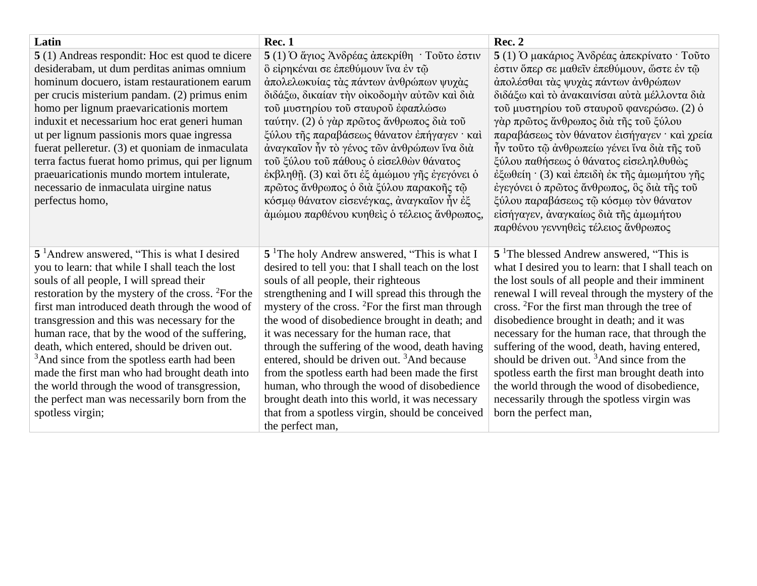| Latin | Rec. 1 | Rec. 2 |
|---|---|---|
| **5** (1) Andreas respondit: Hoc est quod te dicere desiderabam, ut dum perditas animas omnium hominum docuero, istam restaurationem earum per crucis misterium pandam. (2) primus enim homo per lignum praevaricationis mortem induxit et necessarium hoc erat generi human ut per lignum passionis mors quae ingressa fuerat pelleretur. (3) et quoniam de inmaculata terra factus fuerat homo primus, qui per lignum praeuaricationis mundo mortem intulerate, necessario de inmaculata uirgine natus perfectus homo, | **5** (1) Ὁ ἅγιος Ἀνδρέας ἀπεκρίθη · Τοῦτο ἐστιν ὃ εἰρηκέναι σε ἐπεθύμουν ἵνα ἐν τῷ ἀπολελωκυίας τὰς πάντων ἀνθρώπων ψυχὰς διδάξω, δικαίαν τὴν οἰκοδομὴν αὐτῶν καὶ διὰ τοῦ μυστηρίου τοῦ σταυροῦ ἐφαπλώσω ταύτην. (2) ὁ γὰρ πρῶτος ἄνθρωπος διὰ τοῦ ξύλου τῆς παραβάσεως θάνατον ἐπήγαγεν · καὶ ἀναγκαῖον ἦν τὸ γένος τῶν ἀνθρώπων ἵνα διὰ τοῦ ξύλου τοῦ πάθους ὁ εἰσελθὼν θάνατος ἐκβληθῇ. (3) καὶ ὅτι ἐξ ἀμώμου γῆς ἐγεγόνει ὁ πρῶτος ἄνθρωπος ὁ διὰ ξύλου παρακοῆς τῷ κόσμῳ θάνατον εἰσενέγκας, ἀναγκαῖον ἦν ἐξ ἀμώμου παρθένου κυηθεὶς ὁ τέλειος ἄνθρωπος, | **5** (1) Ὁ μακάριος Ἀνδρέας ἀπεκρίνατο · Τοῦτο ἐστιν ὅπερ σε μαθεῖν ἐπεθύμουν, ὥστε ἐν τῷ ἀπολέσθαι τὰς ψυχὰς πάντων ἀνθρώπων διδάξω καὶ τὸ ἀνακαινίσαι αὐτὰ μέλλοντα διὰ τοῦ μυστηρίου τοῦ σταυροῦ φανερώσω. (2) ὁ γὰρ πρῶτος ἄνθρωπος διὰ τῆς τοῦ ξύλου παραβάσεως τὸν θάνατον ἐισήγαγεν · καὶ χρεία ἦν τοῦτο τῷ ἀνθρωπείῳ γένει ἵνα διὰ τῆς τοῦ ξύλου παθήσεως ὁ θάνατος εἰσεληλυθὼς ἐξωθείη · (3) καὶ ἐπειδὴ ἐκ τῆς ἀμωμήτου γῆς ἐγεγόνει ὁ πρῶτος ἄνθρωπος, ὃς διὰ τῆς τοῦ ξύλου παραβάσεως τῷ κόσμῳ τὸν θάνατον εἰσήγαγεν, ἀναγκαίως διὰ τῆς ἀμωμήτου παρθένου γεννηθεὶς τέλειος ἄνθρωπος |
| **5** [1]Andrew answered, “This is what I desired you to learn: that while I shall teach the lost souls of all people, I will spread their restoration by the mystery of the cross. [2]For the first man introduced death through the wood of transgression and this was necessary for the human race, that by the wood of the suffering, death, which entered, should be driven out. [3]And since from the spotless earth had been made the first man who had brought death into the world through the wood of transgression, the perfect man was necessarily born from the spotless virgin; | **5** [1]The holy Andrew answered, “This is what I desired to tell you: that I shall teach on the lost souls of all people, their righteous strengthening and I will spread this through the mystery of the cross. [2]For the first man through the wood of disobedience brought in death; and it was necessary for the human race, that through the suffering of the wood, death having entered, should be driven out. [3]And because from the spotless earth had been made the first human, who through the wood of disobedience brought death into this world, it was necessary that from a spotless virgin, should be conceived the perfect man, | **5** [1]The blessed Andrew answered, “This is what I desired you to learn: that I shall teach on the lost souls of all people and their imminent renewal I will reveal through the mystery of the cross. [2]For the first man through the tree of disobedience brought in death; and it was necessary for the human race, that through the suffering of the wood, death, having entered, should be driven out. [3]And since from the spotless earth the first man brought death into the world through the wood of disobedience, necessarily through the spotless virgin was born the perfect man, |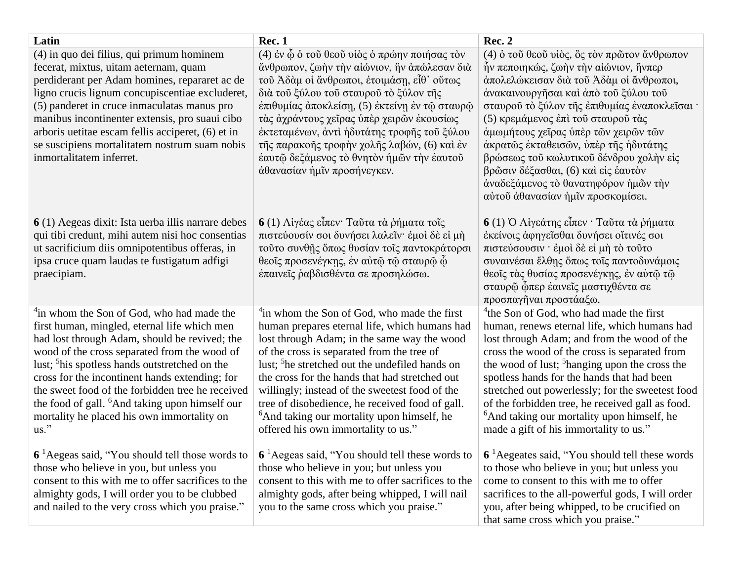| Latin | Rec. 1 | Rec. 2 |
|---|---|---|
| (4) in quo dei filius, qui primum hominem fecerat, mixtus, uitam aeternam, quam perdiderant per Adam homines, repararet ac de ligno crucis lignum concupiscentiae excluderet, (5) panderet in cruce inmaculatas manus pro manibus incontinenter extensis, pro suaui cibo arboris uetitae escam fellis acciperet, (6) et in se suscipiens mortalitatem nostrum suam nobis inmortalitatem inferret.<br><br>**6** (1) Aegeas dixit: Ista uerba illis narrare debes qui tibi credunt, mihi autem nisi hoc consentias ut sacrificium diis omnipotentibus offeras, in ipsa cruce quam laudas te fustigatum adfigi praecipiam. | (4) ἐν ᾧ ὁ τοῦ θεοῦ υἱὸς ὁ πρώην ποιήσας τὸν ἄνθρωπον, ζωὴν τὴν αἰώνιον, ἣν ἀπώλεσαν διὰ τοῦ Ἀδὰμ οἱ ἄνθρωποι, ἑτοιμάσῃ, εἶθ᾽ οὕτως διὰ τοῦ ξύλου τοῦ σταυροῦ τὸ ξύλον τῆς ἐπιθυμίας ἀποκλείσῃ, (5) ἐκτείνῃ ἐν τῷ σταυρῷ τὰς ἀχράντους χεῖρας ὑπὲρ χειρῶν ἑκουσίως ἐκτεταμένων, ἀντὶ ἡδυτάτης τροφῆς τοῦ ξύλου τῆς παρακοῆς τροφὴν χολῆς λαβών, (6) καὶ ἐν ἑαυτῷ δεξάμενος τὸ θνητὸν ἡμῶν τὴν ἑαυτοῦ ἀθανασίαν ἡμῖν προσήνεγκεν.<br><br>**6** (1) Αἰγέας εἶπεν· Ταῦτα τὰ ῥήματα τοῖς πιστεύουσίν σοι δυνήσει λαλεῖν· ἐμοὶ δὲ εἰ μὴ τοῦτο συνθῇς ὅπως θυσίαν τοῖς παντοκράτορσι θεοῖς προσενέγκῃς, ἐν αὐτῷ τῷ σταυρῷ ᾧ ἐπαινεῖς ῥαβδισθέντα σε προσηλώσω. | (4) ὁ τοῦ θεοῦ υἱὸς, ὃς τὸν πρῶτον ἄνθρωπον ἦν πεποιηκώς, ζωὴν τὴν αἰώνιον, ἥνπερ ἀπολελώκεισαν διὰ τοῦ Ἀδὰμ οἱ ἄνθρωποι, ἀνακαινουργῆσαι καὶ ἀπὸ τοῦ ξύλου τοῦ σταυροῦ τὸ ξύλον τῆς ἐπιθυμίας ἐναποκλεῖσαι · (5) κρεμάμενος ἐπὶ τοῦ σταυροῦ τὰς ἀμωμήτους χεῖρας ὑπὲρ τῶν χειρῶν τῶν ἀκρατῶς ἐκταθεισῶν, ὑπὲρ τῆς ἡδυτάτης βρώσεως τοῦ κωλυτικοῦ δένδρου χολὴν εἰς βρῶσιν δέξασθαι, (6) καὶ εἰς ἑαυτὸν ἀναδεξάμενος τὸ θανατηφόρον ἡμῶν τὴν αὐτοῦ ἀθανασίαν ἡμῖν προσκομίσει.<br><br>**6** (1) Ὁ Αἰγεάτης εἶπεν · Ταῦτα τὰ ῥήματα ἐκείνοις ἀφηγεῖσθαι δυνήσει οἵτινές σοι πιστεύουσιν · ἐμοὶ δὲ εἰ μὴ τὸ τοῦτο συναινέσαι ἔλθῃς ὅπως τοῖς παντοδυνάμοις θεοῖς τὰς θυσίας προσενέγκῃς, ἐν αὐτῷ τῷ σταυρῷ ᾧπερ ἐαινεῖς μαστιχθέντα σε προσπαγῆναι προστάαξω. |
| [4]in whom the Son of God, who had made the first human, mingled, eternal life which men had lost through Adam, should be revived; the wood of the cross separated from the wood of lust; [5]his spotless hands outstretched on the cross for the incontinent hands extending; for the sweet food of the forbidden tree he received the food of gall. [6]And taking upon himself our mortality he placed his own immortality on us."<br><br>**6** [1]Aegeas said, "You should tell those words to those who believe in you, but unless you consent to this with me to offer sacrifices to the almighty gods, I will order you to be clubbed and nailed to the very cross which you praise." | [4]in whom the Son of God, who made the first human prepares eternal life, which humans had lost through Adam; in the same way the wood of the cross is separated from the tree of lust; [5]he stretched out the undefiled hands on the cross for the hands that had stretched out willingly; instead of the sweetest food of the tree of disobedience, he received food of gall. [6]And taking our mortality upon himself, he offered his own immortality to us."<br><br>**6** [1]Aegeas said, "You should tell these words to those who believe in you; but unless you consent to this with me to offer sacrifices to the almighty gods, after being whipped, I will nail you to the same cross which you praise." | [4]the Son of God, who had made the first human, renews eternal life, which humans had lost through Adam; and from the wood of the cross the wood of the cross is separated from the wood of lust; [5]hanging upon the cross the spotless hands for the hands that had been stretched out powerlessly; for the sweetest food of the forbidden tree, he received gall as food. [6]And taking our mortality upon himself, he made a gift of his immortality to us."<br><br>**6** [1]Aegeates said, "You should tell these words to those who believe in you; but unless you come to consent to this with me to offer sacrifices to the all-powerful gods, I will order you, after being whipped, to be crucified on that same cross which you praise." |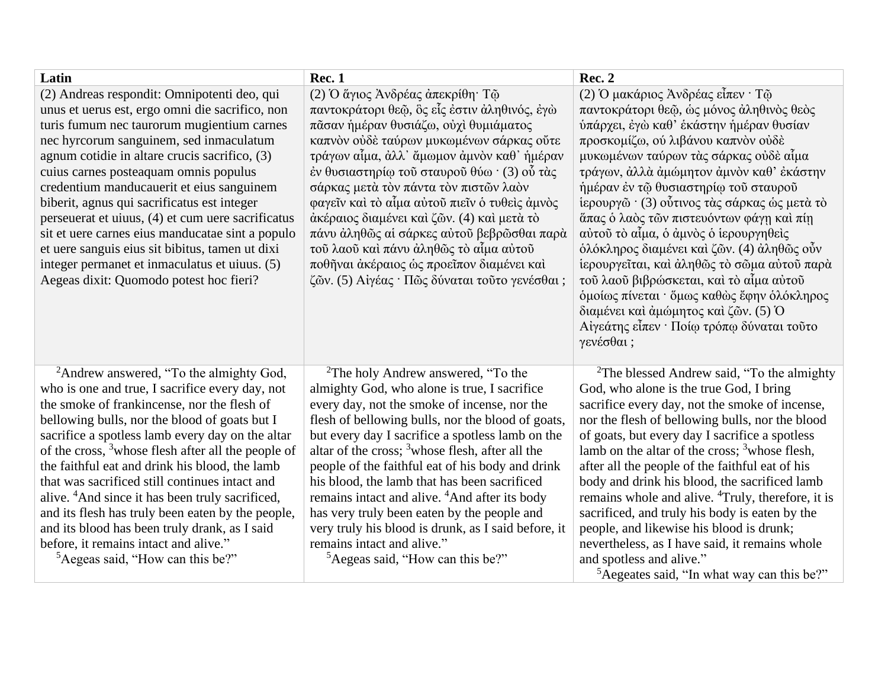| Latin | Rec. 1 | Rec. 2 |
|---|---|---|
| (2) Andreas respondit: Omnipotenti deo, qui unus et uerus est, ergo omni die sacrifico, non turis fumum nec taurorum mugientium carnes nec hyrcorum sanguinem, sed inmaculatum agnum cotidie in altare crucis sacrifico, (3) cuius carnes posteaquam omnis populus credentium manducauerit et eius sanguinem biberit, agnus qui sacrificatus est integer perseuerat et uiuus, (4) et cum uere sacrificatus sit et uere carnes eius manducatae sint a populo et uere sanguis eius sit bibitus, tamen ut dixi integer permanet et inmaculatus et uiuus. (5) Aegeas dixit: Quomodo potest hoc fieri? | (2) Ὁ ἅγιος Ἀνδρέας ἀπεκρίθη· Τῷ παντοκράτορι θεῷ, ὃς εἷς ἐστιν ἀληθινός, ἐγὼ πᾶσαν ἡμέραν θυσιάζω, οὐχὶ θυμιάματος καπνὸν οὐδὲ ταύρων μυκωμένων σάρκας οὔτε τράγων αἷμα, ἀλλ᾽ ἄμωμον ἀμνὸν καθ᾽ ἡμέραν ἐν θυσιαστηρίῳ τοῦ σταυροῦ θύω · (3) οὗ τὰς σάρκας μετὰ τὸν πάντα τὸν πιστῶν λαὸν φαγεῖν καὶ τὸ αἷμα αὐτοῦ πιεῖν ὁ τυθεὶς ἀμνὸς ἀκέραιος διαμένει καὶ ζῶν. (4) καὶ μετὰ τὸ πάνυ ἀληθῶς αἱ σάρκες αὐτοῦ βεβρῶσθαι παρὰ τοῦ λαοῦ καὶ πάνυ ἀληθῶς τὸ αἷμα αὐτοῦ ποθῆναι ἀκέραιος ὡς προεῖπον διαμένει καὶ ζῶν. (5) Αἰγέας · Πῶς δύναται τοῦτο γενέσθαι ; | (2) Ὁ μακάριος Ἀνδρέας εἶπεν · Τῷ παντοκράτορι θεῷ, ὡς μόνος ἀληθινὸς θεὸς ὑπάρχει, ἐγὼ καθ' ἑκάστην ἡμέραν θυσίαν προσκομίζω, ού λιβάνου καπνὸν οὐδὲ μυκωμένων ταύρων τὰς σάρκας οὐδὲ αἷμα τράγων, ἀλλὰ ἀμώμητον ἀμνὸν καθ' ἑκάστην ἡμέραν ἐν τῷ θυσιαστηρίῳ τοῦ σταυροῦ ἱερουργῶ · (3) οὗτινος τὰς σάρκας ὡς μετὰ τὸ ἅπας ὁ λαὸς τῶν πιστευόντων φάγῃ καὶ πίῃ αὐτοῦ τὸ αἷμα, ὁ ἀμνὸς ὁ ἱερουργηθεὶς ὁλόκληρος διαμένει καὶ ζῶν. (4) ἀληθῶς οὖν ἱερουργεῖται, καὶ ἀληθῶς τὸ σῶμα αὐτοῦ παρὰ τοῦ λαοῦ βιβρώσκεται, καὶ τὸ αἷμα αὐτοῦ ὁμοίως πίνεται · ὅμως καθὼς ἔφην ὁλόκληρος διαμένει καὶ ἀμώμητος καὶ ζῶν. (5) Ὁ Αἰγεάτης εἶπεν · Ποίῳ τρόπῳ δύναται τοῦτο γενέσθαι ; |
| [2]Andrew answered, “To the almighty God, who is one and true, I sacrifice every day, not the smoke of frankincense, nor the flesh of bellowing bulls, nor the blood of goats but I sacrifice a spotless lamb every day on the altar of the cross, [3]whose flesh after all the people of the faithful eat and drink his blood, the lamb that was sacrificed still continues intact and alive. [4]And since it has been truly sacrificed, and its flesh has truly been eaten by the people, and its blood has been truly drank, as I said before, it remains intact and alive.” [5]Aegeas said, “How can this be?” | [2]The holy Andrew answered, “To the almighty God, who alone is true, I sacrifice every day, not the smoke of incense, nor the flesh of bellowing bulls, nor the blood of goats, but every day I sacrifice a spotless lamb on the altar of the cross; [3]whose flesh, after all the people of the faithful eat of his body and drink his blood, the lamb that has been sacrificed remains intact and alive. [4]And after its body has very truly been eaten by the people and very truly his blood is drunk, as I said before, it remains intact and alive.” [5]Aegeas said, “How can this be?” | [2]The blessed Andrew said, “To the almighty God, who alone is the true God, I bring sacrifice every day, not the smoke of incense, nor the flesh of bellowing bulls, nor the blood of goats, but every day I sacrifice a spotless lamb on the altar of the cross; [3]whose flesh, after all the people of the faithful eat of his body and drink his blood, the sacrificed lamb remains whole and alive. [4]Truly, therefore, it is sacrificed, and truly his body is eaten by the people, and likewise his blood is drunk; nevertheless, as I have said, it remains whole and spotless and alive.” [5]Aegeates said, “In what way can this be?” |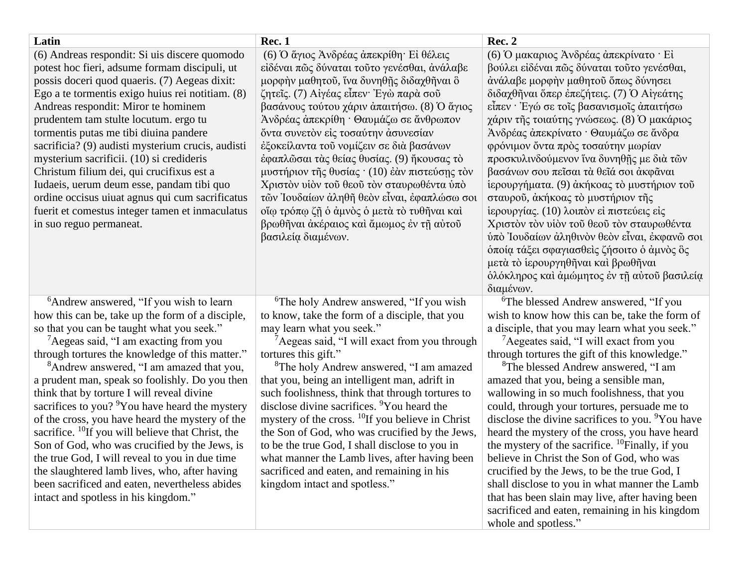| Latin | Rec. 1 | Rec. 2 |
|---|---|---|
| (6) Andreas respondit: Si uis discere quomodo potest hoc fieri, adsume formam discipuli, ut possis doceri quod quaeris. (7) Aegeas dixit: Ego a te tormentis exigo huius rei notitiam. (8) Andreas respondit: Miror te hominem prudentem tam stulte locutum. ergo tu tormentis putas me tibi diuina pandere sacrificia? (9) audisti mysterium crucis, audisti mysterium sacrificii. (10) si credideris Christum filium dei, qui crucifixus est a Iudaeis, uerum deum esse, pandam tibi quo ordine occisus uiuat agnus qui cum sacrificatus fuerit et comestus integer tamen et inmaculatus in suo reguo permaneat. | (6) Ὁ ἅγιος Ἀνδρέας ἀπεκρίθη· Εἰ θέλεις εἰδέναι πῶς δύναται τοῦτο γενέσθαι, ἀνάλαβε μορφὴν μαθητοῦ, ἵνα δυνηθῇς διδαχθῆναι ὃ ζητεῖς. (7) Αἰγέας εἶπεν· Ἐγὼ παρὰ σοῦ βασάνους τούτου χάριν ἀπαιτήσω. (8) Ὁ ἅγιος Ἀνδρέας ἀπεκρίθη · Θαυμάζω σε ἄνθρωπον ὄντα συνετὸν εἰς τοσαύτην ἀσυνεσίαν ἐξοκείλαντα τοῦ νομίζειν σε διὰ βασάνων ἐφαπλῶσαι τὰς θείας θυσίας. (9) ἤκουσας τὸ μυστήριον τῆς θυσίας · (10) ἐὰν πιστεύσῃς τὸν Χριστὸν υἱὸν τοῦ θεοῦ τὸν σταυρωθέντα ὑπὸ τῶν Ἰουδαίων ἀληθῆ θεὸν εἶναι, ἐφαπλώσω σοι οἵῳ τρόπῳ ζῇ ὁ ἀμνὸς ὁ μετὰ τὸ τυθῆναι καὶ βρωθῆναι ἀκέραιος καὶ ἄμωμος ἐν τῇ αὐτοῦ βασιλείᾳ διαμένων. | (6) Ὁ μακαριος Ἀνδρέας ἀπεκρίνατο · Εἰ βούλει εἰδέναι πῶς δύναται τοῦτο γενέσθαι, ἀνάλαβε μορφὴν μαθητοῦ ὅπως δύνησει διδαχθῆναι ὅπερ ἐπεζήτεις. (7) Ὁ Αἰγεάτης εἶπεν · Ἐγώ σε τοῖς βασανισμοῖς ἀπαιτήσω χάριν τῆς τοιαύτης γνώσεως. (8) Ὁ μακάριος Ἀνδρέας ἀπεκρίνατο · Θαυμάζω σε ἄνδρα φρόνιμον ὄντα πρὸς τοσαύτην μωρίαν προσκυλινδούμενον ἵνα δυνηθῇς με διὰ τῶν βασάνων σου πεῖσαι τὰ θεῖά σοι ἀκφᾶναι ἱερουργήματα. (9) ἀκήκοας τὸ μυστήριον τοῦ σταυροῦ, ἀκήκοας τὸ μυστήριον τῆς ἱερουργίας. (10) λοιπὸν εἰ πιστεύεις εἰς Χριστὸν τὸν υἱὸν τοῦ θεοῦ τὸν σταυρωθέντα ὑπὸ Ἰουδαίων ἀληθινὸν θεὸν εἶναι, ἐκφανῶ σοι ὁποίᾳ τάξει σφαγιασθεὶς ζήσοιτο ὁ ἀμνὸς ὃς μετὰ τὸ ἱερουργηθῆναι καὶ βρωθῆναι ὁλόκληρος καὶ ἀμώμητος ἐν τῇ αὐτοῦ βασιλείᾳ διαμένων. |
| [6]Andrew answered, "If you wish to learn how this can be, take up the form of a disciple, so that you can be taught what you seek." [7]Aegeas said, "I am exacting from you through tortures the knowledge of this matter." [8]Andrew answered, "I am amazed that you, a prudent man, speak so foolishly. Do you then think that by torture I will reveal divine sacrifices to you? [9]You have heard the mystery of the cross, you have heard the mystery of the sacrifice. [10]If you will believe that Christ, the Son of God, who was crucified by the Jews, is the true God, I will reveal to you in due time the slaughtered lamb lives, who, after having been sacrificed and eaten, nevertheless abides intact and spotless in his kingdom." | [6]The holy Andrew answered, "If you wish to know, take the form of a disciple, that you may learn what you seek." [7]Aegeas said, "I will exact from you through tortures this gift." [8]The holy Andrew answered, "I am amazed that you, being an intelligent man, adrift in such foolishness, think that through tortures to disclose divine sacrifices. [9]You heard the mystery of the cross. [10]If you believe in Christ the Son of God, who was crucified by the Jews, to be the true God, I shall disclose to you in what manner the Lamb lives, after having been sacrificed and eaten, and remaining in his kingdom intact and spotless." | [6]The blessed Andrew answered, "If you wish to know how this can be, take the form of a disciple, that you may learn what you seek." [7]Aegeates said, "I will exact from you through tortures the gift of this knowledge." [8]The blessed Andrew answered, "I am amazed that you, being a sensible man, wallowing in so much foolishness, that you could, through your tortures, persuade me to disclose the divine sacrifices to you. [9]You have heard the mystery of the cross, you have heard the mystery of the sacrifice. [10]Finally, if you believe in Christ the Son of God, who was crucified by the Jews, to be the true God, I shall disclose to you in what manner the Lamb that has been slain may live, after having been sacrificed and eaten, remaining in his kingdom whole and spotless." |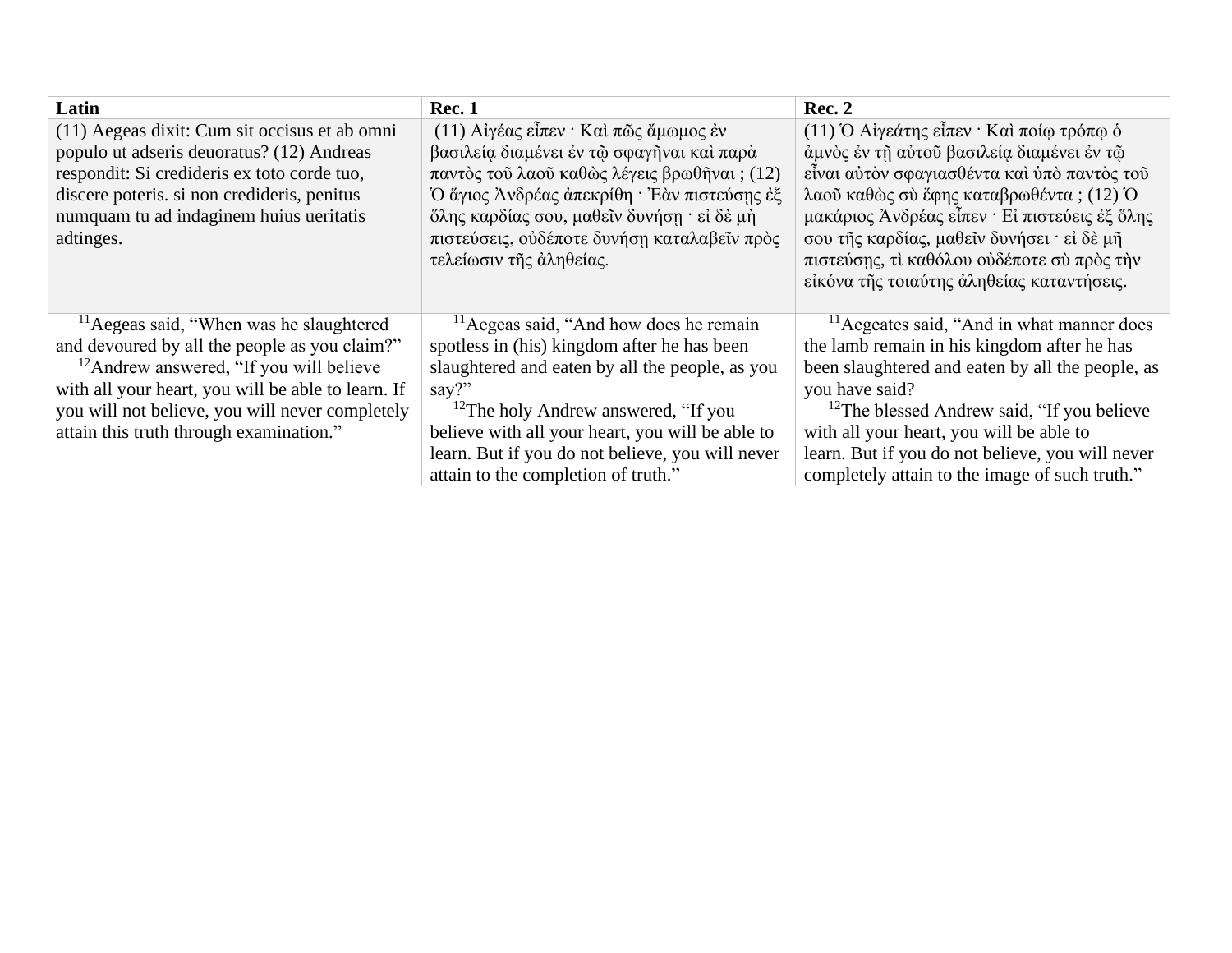| Latin | Rec. 1 | Rec. 2 |
|---|---|---|
| (11) Aegeas dixit: Cum sit occisus et ab omni populo ut adseris deuoratus? (12) Andreas respondit: Si credideris ex toto corde tuo, discere poteris. si non credideris, penitus numquam tu ad indaginem huius ueritatis adtinges. | (11) Αἰγέας εἶπεν · Καὶ πῶς ἄμωμος ἐν βασιλείᾳ διαμένει ἐν τῷ σφαγῆναι καὶ παρὰ παντὸς τοῦ λαοῦ καθὼς λέγεις βρωθῆναι ; (12) Ὁ ἅγιος Ἀνδρέας ἀπεκρίθη · Ἐὰν πιστεύσῃς ἐξ ὅλης καρδίας σου, μαθεῖν δυνήσῃ · εἰ δὲ μὴ πιστεύσεις, οὐδέποτε δυνήσῃ καταλαβεῖν πρὸς τελείωσιν τῆς ἀληθείας. | (11) Ὁ Αἰγεάτης εἶπεν · Καὶ ποίῳ τρόπῳ ὁ ἀμνὸς ἐν τῇ αὐτοῦ βασιλείᾳ διαμένει ἐν τῷ εἶναι αὐτὸν σφαγιασθέντα καὶ ὑπὸ παντὸς τοῦ λαοῦ καθὼς σὺ ἔφης καταβρωθέντα ; (12) Ὁ μακάριος Ἀνδρέας εἶπεν · Εἰ πιστεύεις ἐξ ὅλης σου τῆς καρδίας, μαθεῖν δυνήσει · εἰ δὲ μὴ πιστεύσῃς, τὶ καθόλου οὐδέποτε σὺ πρὸς τὴν εἰκόνα τῆς τοιαύτης ἀληθείας καταντήσεις. |
| [11]Aegeas said, "When was he slaughtered and devoured by all the people as you claim?" [12]Andrew answered, "If you will believe with all your heart, you will be able to learn. If you will not believe, you will never completely attain this truth through examination." | [11]Aegeas said, "And how does he remain spotless in (his) kingdom after he has been slaughtered and eaten by all the people, as you say?" [12]The holy Andrew answered, "If you believe with all your heart, you will be able to learn. But if you do not believe, you will never attain to the completion of truth." | [11]Aegeates said, "And in what manner does the lamb remain in his kingdom after he has been slaughtered and eaten by all the people, as you have said? [12]The blessed Andrew said, "If you believe with all your heart, you will be able to learn. But if you do not believe, you will never completely attain to the image of such truth." |